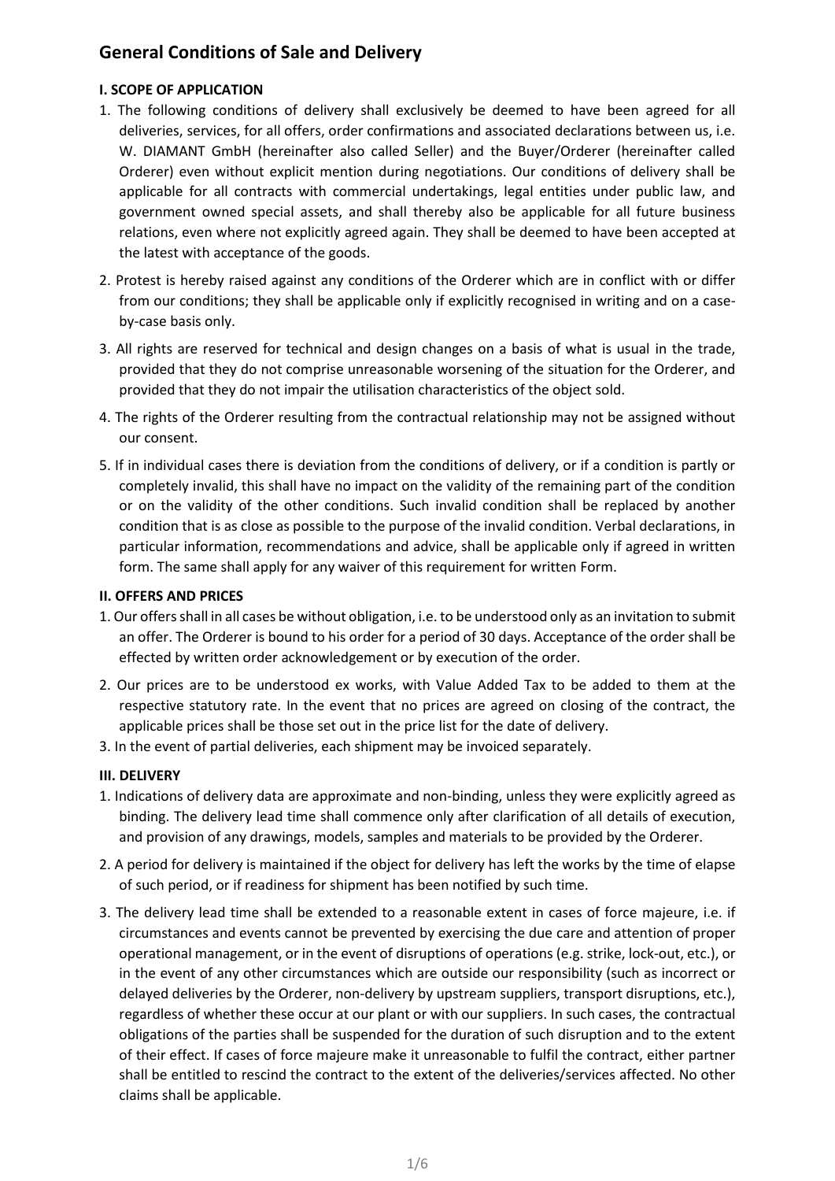# General Conditions of Sale and Delivery

## I. SCOPE OF APPLICATION

1. The following conditions of delivery shall exclusively be deemed to have been agreed for all deliveries, services, for all offers, order confirmations and associated declarations between us, i.e. W. DIAMANT GmbH (hereinafter also called Seller) and the Buyer/Orderer (hereinafter called Orderer) even without explicit mention during negotiations. Our conditions of delivery shall be applicable for all contracts with commercial undertakings, legal entities under public law, and government owned special assets, and shall thereby also be applicable for all future business relations, even where not explicitly agreed again. They shall be deemed to have been accepted at the latest with acceptance of the goods.
2. Protest is hereby raised against any conditions of the Orderer which are in conflict with or differ from our conditions; they shall be applicable only if explicitly recognised in writing and on a case-by-case basis only.
3. All rights are reserved for technical and design changes on a basis of what is usual in the trade, provided that they do not comprise unreasonable worsening of the situation for the Orderer, and provided that they do not impair the utilisation characteristics of the object sold.
4. The rights of the Orderer resulting from the contractual relationship may not be assigned without our consent.
5. If in individual cases there is deviation from the conditions of delivery, or if a condition is partly or completely invalid, this shall have no impact on the validity of the remaining part of the condition or on the validity of the other conditions. Such invalid condition shall be replaced by another condition that is as close as possible to the purpose of the invalid condition. Verbal declarations, in particular information, recommendations and advice, shall be applicable only if agreed in written form. The same shall apply for any waiver of this requirement for written Form.

## II. OFFERS AND PRICES

1. Our offers shall in all cases be without obligation, i.e. to be understood only as an invitation to submit an offer. The Orderer is bound to his order for a period of 30 days. Acceptance of the order shall be effected by written order acknowledgement or by execution of the order.
2. Our prices are to be understood ex works, with Value Added Tax to be added to them at the respective statutory rate. In the event that no prices are agreed on closing of the contract, the applicable prices shall be those set out in the price list for the date of delivery.
3. In the event of partial deliveries, each shipment may be invoiced separately.

## III. DELIVERY

1. Indications of delivery data are approximate and non-binding, unless they were explicitly agreed as binding. The delivery lead time shall commence only after clarification of all details of execution, and provision of any drawings, models, samples and materials to be provided by the Orderer.
2. A period for delivery is maintained if the object for delivery has left the works by the time of elapse of such period, or if readiness for shipment has been notified by such time.
3. The delivery lead time shall be extended to a reasonable extent in cases of force majeure, i.e. if circumstances and events cannot be prevented by exercising the due care and attention of proper operational management, or in the event of disruptions of operations (e.g. strike, lock-out, etc.), or in the event of any other circumstances which are outside our responsibility (such as incorrect or delayed deliveries by the Orderer, non-delivery by upstream suppliers, transport disruptions, etc.), regardless of whether these occur at our plant or with our suppliers. In such cases, the contractual obligations of the parties shall be suspended for the duration of such disruption and to the extent of their effect. If cases of force majeure make it unreasonable to fulfil the contract, either partner shall be entitled to rescind the contract to the extent of the deliveries/services affected. No other claims shall be applicable.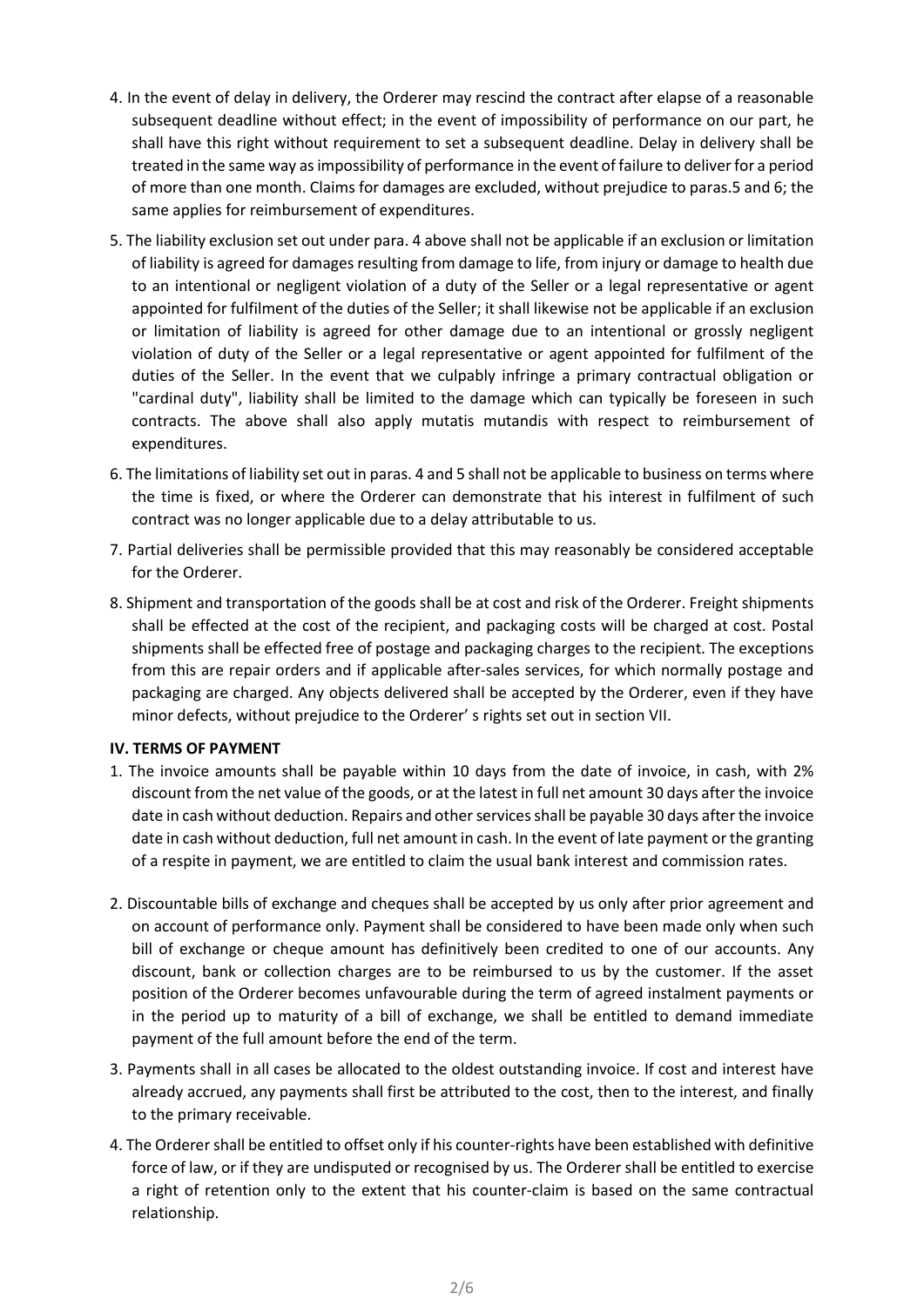4. In the event of delay in delivery, the Orderer may rescind the contract after elapse of a reasonable subsequent deadline without effect; in the event of impossibility of performance on our part, he shall have this right without requirement to set a subsequent deadline. Delay in delivery shall be treated in the same way as impossibility of performance in the event of failure to deliver for a period of more than one month. Claims for damages are excluded, without prejudice to paras.5 and 6; the same applies for reimbursement of expenditures.
5. The liability exclusion set out under para. 4 above shall not be applicable if an exclusion or limitation of liability is agreed for damages resulting from damage to life, from injury or damage to health due to an intentional or negligent violation of a duty of the Seller or a legal representative or agent appointed for fulfilment of the duties of the Seller; it shall likewise not be applicable if an exclusion or limitation of liability is agreed for other damage due to an intentional or grossly negligent violation of duty of the Seller or a legal representative or agent appointed for fulfilment of the duties of the Seller. In the event that we culpably infringe a primary contractual obligation or "cardinal duty", liability shall be limited to the damage which can typically be foreseen in such contracts. The above shall also apply mutatis mutandis with respect to reimbursement of expenditures.
6. The limitations of liability set out in paras. 4 and 5 shall not be applicable to business on terms where the time is fixed, or where the Orderer can demonstrate that his interest in fulfilment of such contract was no longer applicable due to a delay attributable to us.
7. Partial deliveries shall be permissible provided that this may reasonably be considered acceptable for the Orderer.
8. Shipment and transportation of the goods shall be at cost and risk of the Orderer. Freight shipments shall be effected at the cost of the recipient, and packaging costs will be charged at cost. Postal shipments shall be effected free of postage and packaging charges to the recipient. The exceptions from this are repair orders and if applicable after-sales services, for which normally postage and packaging are charged. Any objects delivered shall be accepted by the Orderer, even if they have minor defects, without prejudice to the Orderer' s rights set out in section VII.

**IV. TERMS OF PAYMENT**

1. The invoice amounts shall be payable within 10 days from the date of invoice, in cash, with 2% discount from the net value of the goods, or at the latest in full net amount 30 days after the invoice date in cash without deduction. Repairs and other services shall be payable 30 days after the invoice date in cash without deduction, full net amount in cash. In the event of late payment or the granting of a respite in payment, we are entitled to claim the usual bank interest and commission rates.
2. Discountable bills of exchange and cheques shall be accepted by us only after prior agreement and on account of performance only. Payment shall be considered to have been made only when such bill of exchange or cheque amount has definitively been credited to one of our accounts. Any discount, bank or collection charges are to be reimbursed to us by the customer. If the asset position of the Orderer becomes unfavourable during the term of agreed instalment payments or in the period up to maturity of a bill of exchange, we shall be entitled to demand immediate payment of the full amount before the end of the term.
3. Payments shall in all cases be allocated to the oldest outstanding invoice. If cost and interest have already accrued, any payments shall first be attributed to the cost, then to the interest, and finally to the primary receivable.
4. The Orderer shall be entitled to offset only if his counter-rights have been established with definitive force of law, or if they are undisputed or recognised by us. The Orderer shall be entitled to exercise a right of retention only to the extent that his counter-claim is based on the same contractual relationship.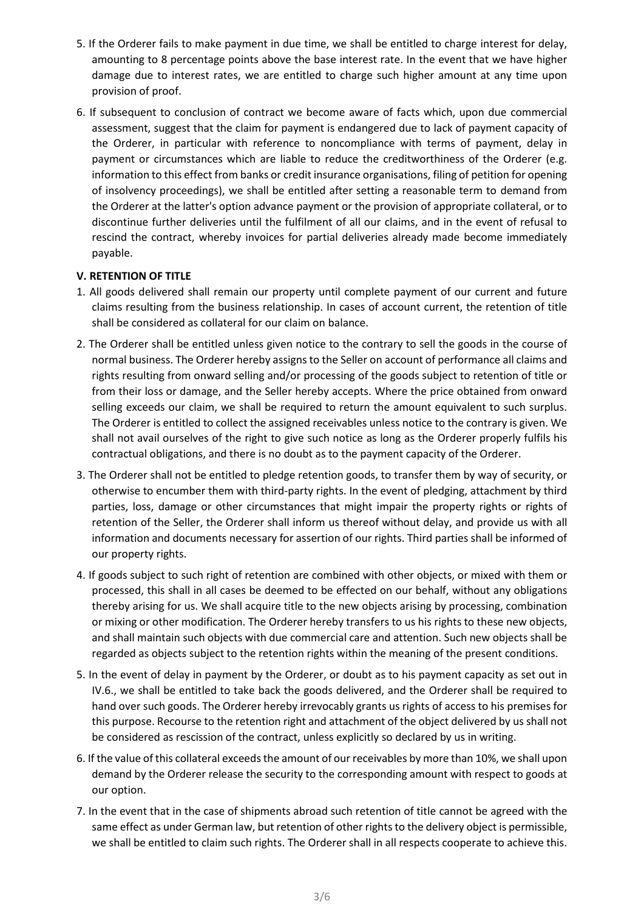5. If the Orderer fails to make payment in due time, we shall be entitled to charge interest for delay, amounting to 8 percentage points above the base interest rate. In the event that we have higher damage due to interest rates, we are entitled to charge such higher amount at any time upon provision of proof.
6. If subsequent to conclusion of contract we become aware of facts which, upon due commercial assessment, suggest that the claim for payment is endangered due to lack of payment capacity of the Orderer, in particular with reference to noncompliance with terms of payment, delay in payment or circumstances which are liable to reduce the creditworthiness of the Orderer (e.g. information to this effect from banks or credit insurance organisations, filing of petition for opening of insolvency proceedings), we shall be entitled after setting a reasonable term to demand from the Orderer at the latter's option advance payment or the provision of appropriate collateral, or to discontinue further deliveries until the fulfilment of all our claims, and in the event of refusal to rescind the contract, whereby invoices for partial deliveries already made become immediately payable.

**V. RETENTION OF TITLE**

1. All goods delivered shall remain our property until complete payment of our current and future claims resulting from the business relationship. In cases of account current, the retention of title shall be considered as collateral for our claim on balance.
2. The Orderer shall be entitled unless given notice to the contrary to sell the goods in the course of normal business. The Orderer hereby assigns to the Seller on account of performance all claims and rights resulting from onward selling and/or processing of the goods subject to retention of title or from their loss or damage, and the Seller hereby accepts. Where the price obtained from onward selling exceeds our claim, we shall be required to return the amount equivalent to such surplus. The Orderer is entitled to collect the assigned receivables unless notice to the contrary is given. We shall not avail ourselves of the right to give such notice as long as the Orderer properly fulfils his contractual obligations, and there is no doubt as to the payment capacity of the Orderer.
3. The Orderer shall not be entitled to pledge retention goods, to transfer them by way of security, or otherwise to encumber them with third-party rights. In the event of pledging, attachment by third parties, loss, damage or other circumstances that might impair the property rights or rights of retention of the Seller, the Orderer shall inform us thereof without delay, and provide us with all information and documents necessary for assertion of our rights. Third parties shall be informed of our property rights.
4. If goods subject to such right of retention are combined with other objects, or mixed with them or processed, this shall in all cases be deemed to be effected on our behalf, without any obligations thereby arising for us. We shall acquire title to the new objects arising by processing, combination or mixing or other modification. The Orderer hereby transfers to us his rights to these new objects, and shall maintain such objects with due commercial care and attention. Such new objects shall be regarded as objects subject to the retention rights within the meaning of the present conditions.
5. In the event of delay in payment by the Orderer, or doubt as to his payment capacity as set out in IV.6., we shall be entitled to take back the goods delivered, and the Orderer shall be required to hand over such goods. The Orderer hereby irrevocably grants us rights of access to his premises for this purpose. Recourse to the retention right and attachment of the object delivered by us shall not be considered as rescission of the contract, unless explicitly so declared by us in writing.
6. If the value of this collateral exceeds the amount of our receivables by more than 10%, we shall upon demand by the Orderer release the security to the corresponding amount with respect to goods at our option.
7. In the event that in the case of shipments abroad such retention of title cannot be agreed with the same effect as under German law, but retention of other rights to the delivery object is permissible, we shall be entitled to claim such rights. The Orderer shall in all respects cooperate to achieve this.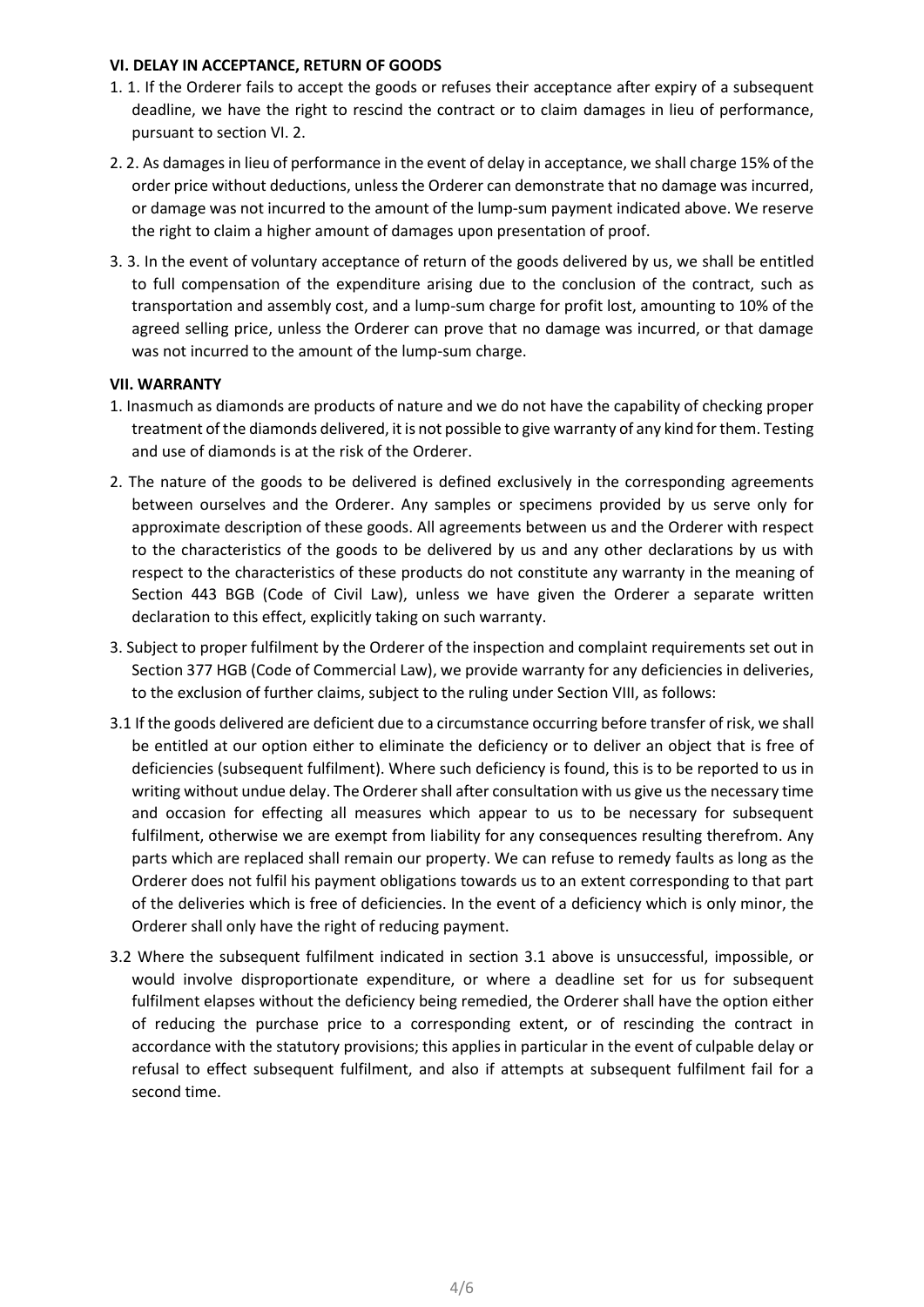**VI. DELAY IN ACCEPTANCE, RETURN OF GOODS**

1. 1. If the Orderer fails to accept the goods or refuses their acceptance after expiry of a subsequent deadline, we have the right to rescind the contract or to claim damages in lieu of performance, pursuant to section VI. 2.
2. 2. As damages in lieu of performance in the event of delay in acceptance, we shall charge 15% of the order price without deductions, unless the Orderer can demonstrate that no damage was incurred, or damage was not incurred to the amount of the lump-sum payment indicated above. We reserve the right to claim a higher amount of damages upon presentation of proof.
3. 3. In the event of voluntary acceptance of return of the goods delivered by us, we shall be entitled to full compensation of the expenditure arising due to the conclusion of the contract, such as transportation and assembly cost, and a lump-sum charge for profit lost, amounting to 10% of the agreed selling price, unless the Orderer can prove that no damage was incurred, or that damage was not incurred to the amount of the lump-sum charge.

**VII. WARRANTY**

1. Inasmuch as diamonds are products of nature and we do not have the capability of checking proper treatment of the diamonds delivered, it is not possible to give warranty of any kind for them. Testing and use of diamonds is at the risk of the Orderer.
2. The nature of the goods to be delivered is defined exclusively in the corresponding agreements between ourselves and the Orderer. Any samples or specimens provided by us serve only for approximate description of these goods. All agreements between us and the Orderer with respect to the characteristics of the goods to be delivered by us and any other declarations by us with respect to the characteristics of these products do not constitute any warranty in the meaning of Section 443 BGB (Code of Civil Law), unless we have given the Orderer a separate written declaration to this effect, explicitly taking on such warranty.
3. Subject to proper fulfilment by the Orderer of the inspection and complaint requirements set out in Section 377 HGB (Code of Commercial Law), we provide warranty for any deficiencies in deliveries, to the exclusion of further claims, subject to the ruling under Section VIII, as follows:

3.1 If the goods delivered are deficient due to a circumstance occurring before transfer of risk, we shall be entitled at our option either to eliminate the deficiency or to deliver an object that is free of deficiencies (subsequent fulfilment). Where such deficiency is found, this is to be reported to us in writing without undue delay. The Orderer shall after consultation with us give us the necessary time and occasion for effecting all measures which appear to us to be necessary for subsequent fulfilment, otherwise we are exempt from liability for any consequences resulting therefrom. Any parts which are replaced shall remain our property. We can refuse to remedy faults as long as the Orderer does not fulfil his payment obligations towards us to an extent corresponding to that part of the deliveries which is free of deficiencies. In the event of a deficiency which is only minor, the Orderer shall only have the right of reducing payment.

3.2 Where the subsequent fulfilment indicated in section 3.1 above is unsuccessful, impossible, or would involve disproportionate expenditure, or where a deadline set for us for subsequent fulfilment elapses without the deficiency being remedied, the Orderer shall have the option either of reducing the purchase price to a corresponding extent, or of rescinding the contract in accordance with the statutory provisions; this applies in particular in the event of culpable delay or refusal to effect subsequent fulfilment, and also if attempts at subsequent fulfilment fail for a second time.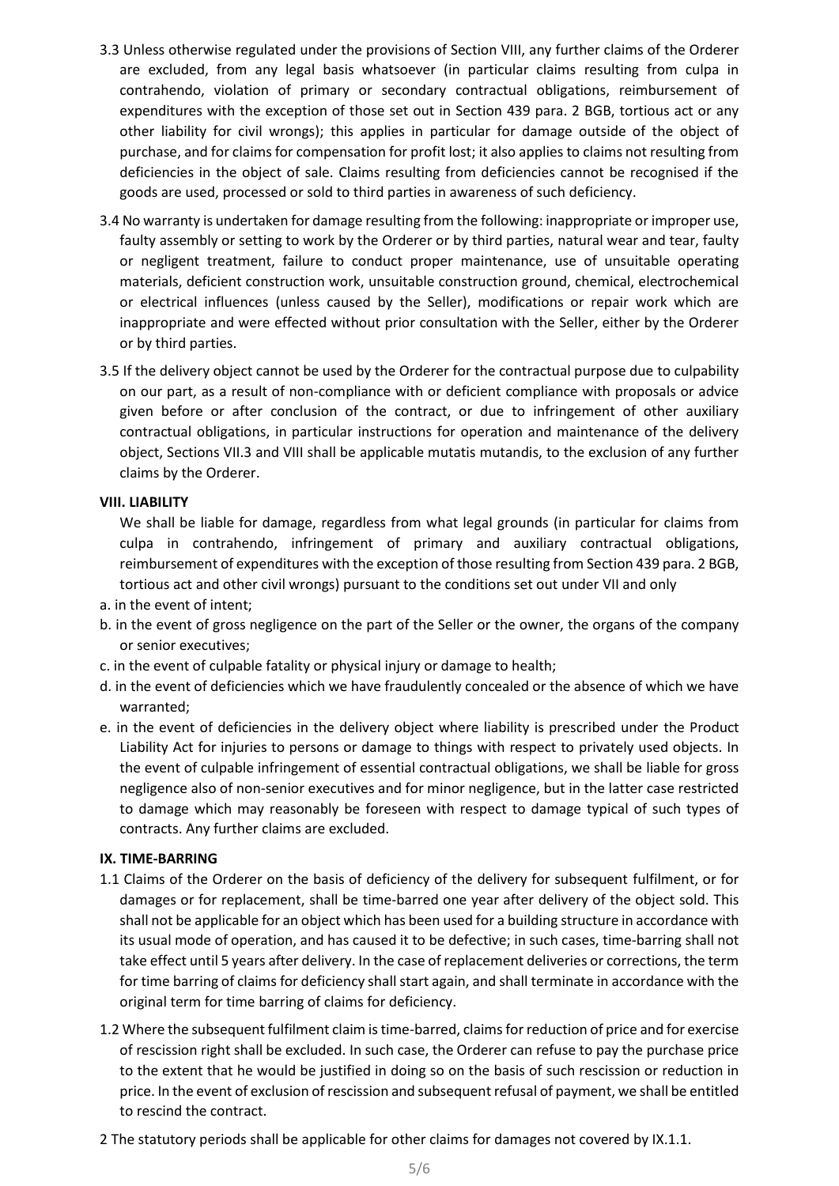3.3 Unless otherwise regulated under the provisions of Section VIII, any further claims of the Orderer are excluded, from any legal basis whatsoever (in particular claims resulting from culpa in contrahendo, violation of primary or secondary contractual obligations, reimbursement of expenditures with the exception of those set out in Section 439 para. 2 BGB, tortious act or any other liability for civil wrongs); this applies in particular for damage outside of the object of purchase, and for claims for compensation for profit lost; it also applies to claims not resulting from deficiencies in the object of sale. Claims resulting from deficiencies cannot be recognised if the goods are used, processed or sold to third parties in awareness of such deficiency.

3.4 No warranty is undertaken for damage resulting from the following: inappropriate or improper use, faulty assembly or setting to work by the Orderer or by third parties, natural wear and tear, faulty or negligent treatment, failure to conduct proper maintenance, use of unsuitable operating materials, deficient construction work, unsuitable construction ground, chemical, electrochemical or electrical influences (unless caused by the Seller), modifications or repair work which are inappropriate and were effected without prior consultation with the Seller, either by the Orderer or by third parties.

3.5 If the delivery object cannot be used by the Orderer for the contractual purpose due to culpability on our part, as a result of non-compliance with or deficient compliance with proposals or advice given before or after conclusion of the contract, or due to infringement of other auxiliary contractual obligations, in particular instructions for operation and maintenance of the delivery object, Sections VII.3 and VIII shall be applicable mutatis mutandis, to the exclusion of any further claims by the Orderer.

**VIII. LIABILITY**

We shall be liable for damage, regardless from what legal grounds (in particular for claims from culpa in contrahendo, infringement of primary and auxiliary contractual obligations, reimbursement of expenditures with the exception of those resulting from Section 439 para. 2 BGB, tortious act and other civil wrongs) pursuant to the conditions set out under VII and only

a. in the event of intent;

b. in the event of gross negligence on the part of the Seller or the owner, the organs of the company or senior executives;

c. in the event of culpable fatality or physical injury or damage to health;

d. in the event of deficiencies which we have fraudulently concealed or the absence of which we have warranted;

e. in the event of deficiencies in the delivery object where liability is prescribed under the Product Liability Act for injuries to persons or damage to things with respect to privately used objects. In the event of culpable infringement of essential contractual obligations, we shall be liable for gross negligence also of non-senior executives and for minor negligence, but in the latter case restricted to damage which may reasonably be foreseen with respect to damage typical of such types of contracts. Any further claims are excluded.

**IX. TIME-BARRING**

1.1 Claims of the Orderer on the basis of deficiency of the delivery for subsequent fulfilment, or for damages or for replacement, shall be time-barred one year after delivery of the object sold. This shall not be applicable for an object which has been used for a building structure in accordance with its usual mode of operation, and has caused it to be defective; in such cases, time-barring shall not take effect until 5 years after delivery. In the case of replacement deliveries or corrections, the term for time barring of claims for deficiency shall start again, and shall terminate in accordance with the original term for time barring of claims for deficiency.

1.2 Where the subsequent fulfilment claim is time-barred, claims for reduction of price and for exercise of rescission right shall be excluded. In such case, the Orderer can refuse to pay the purchase price to the extent that he would be justified in doing so on the basis of such rescission or reduction in price. In the event of exclusion of rescission and subsequent refusal of payment, we shall be entitled to rescind the contract.

2 The statutory periods shall be applicable for other claims for damages not covered by IX.1.1.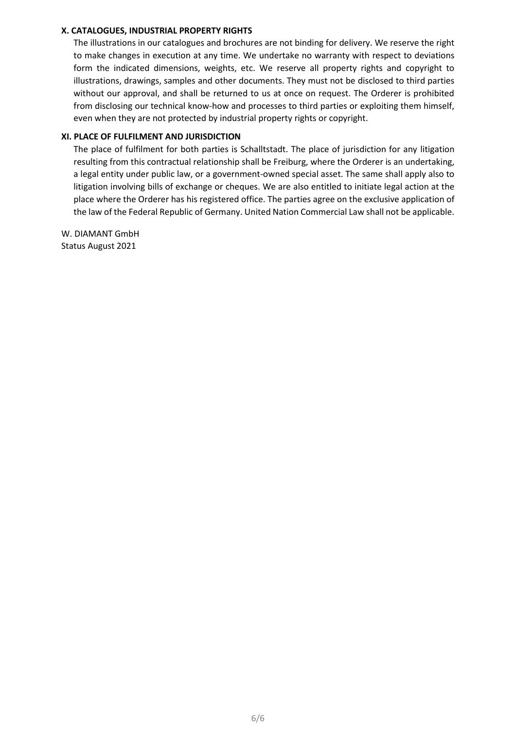**X. CATALOGUES, INDUSTRIAL PROPERTY RIGHTS**

The illustrations in our catalogues and brochures are not binding for delivery. We reserve the right to make changes in execution at any time. We undertake no warranty with respect to deviations form the indicated dimensions, weights, etc. We reserve all property rights and copyright to illustrations, drawings, samples and other documents. They must not be disclosed to third parties without our approval, and shall be returned to us at once on request. The Orderer is prohibited from disclosing our technical know-how and processes to third parties or exploiting them himself, even when they are not protected by industrial property rights or copyright.

**XI. PLACE OF FULFILMENT AND JURISDICTION**

The place of fulfilment for both parties is Schalltstadt. The place of jurisdiction for any litigation resulting from this contractual relationship shall be Freiburg, where the Orderer is an undertaking, a legal entity under public law, or a government-owned special asset. The same shall apply also to litigation involving bills of exchange or cheques. We are also entitled to initiate legal action at the place where the Orderer has his registered office. The parties agree on the exclusive application of the law of the Federal Republic of Germany. United Nation Commercial Law shall not be applicable.

W. DIAMANT GmbH
Status August 2021